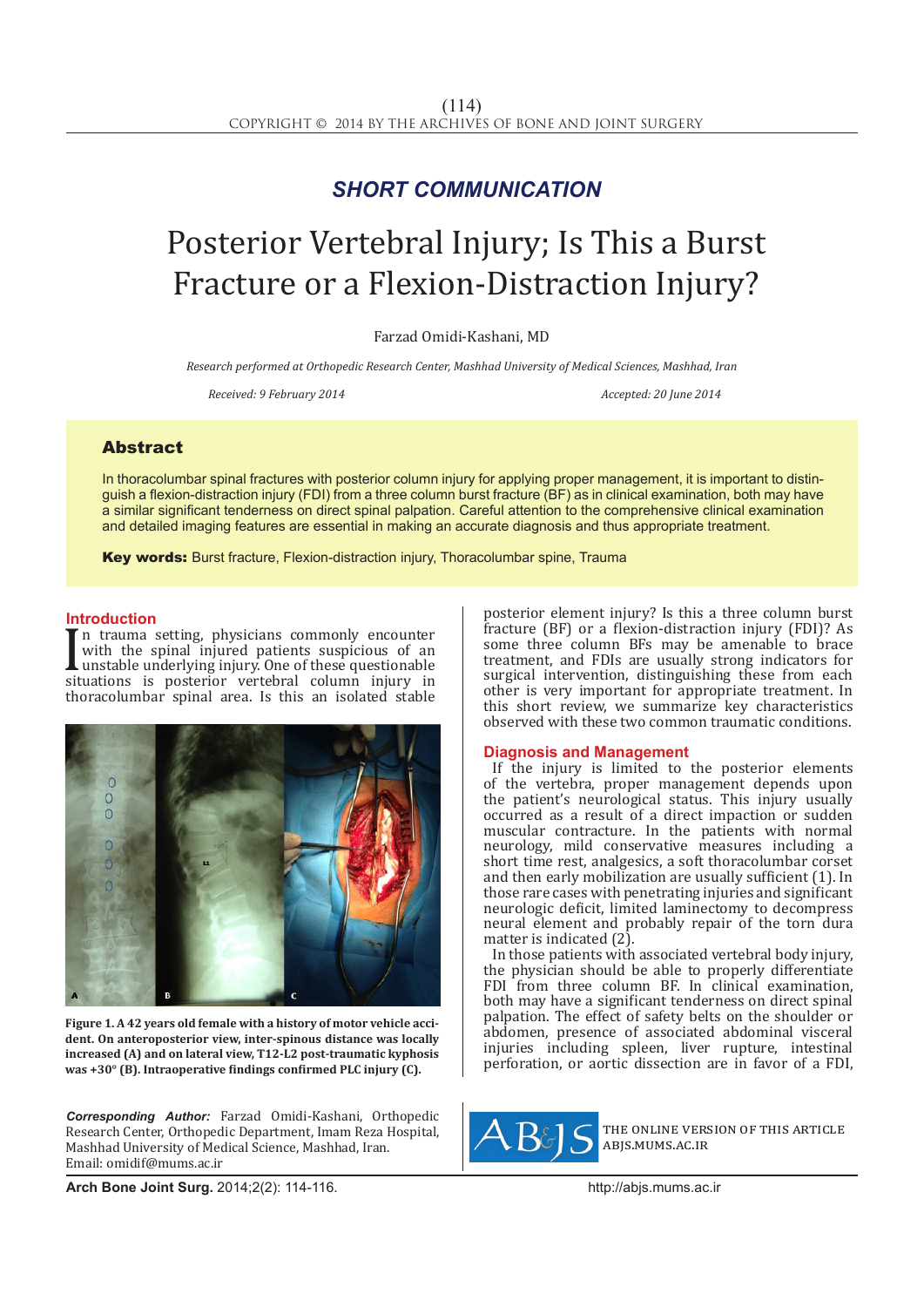***SHORT COMMUNICATION***

# Posterior Vertebral Injury; Is This a Burst Fracture or a Flexion-Distraction Injury?

Farzad Omidi-Kashani, MD

*Research performed at Orthopedic Research Center, Mashhad University of Medical Sciences, Mashhad, Iran*

*Received: 9 February 2014* *Accepted: 20 June 2014*

## Abstract

In thoracolumbar spinal fractures with posterior column injury for applying proper management, it is important to distinguish a flexion-distraction injury (FDI) from a three column burst fracture (BF) as in clinical examination, both may have a similar significant tenderness on direct spinal palpation. Careful attention to the comprehensive clinical examination and detailed imaging features are essential in making an accurate diagnosis and thus appropriate treatment.

**Key words:** Burst fracture, Flexion-distraction injury, Thoracolumbar spine, Trauma

## Introduction

In trauma setting, physicians commonly encounter with the spinal injured patients suspicious of an unstable underlying injury. One of these questionable situations is posterior vertebral column injury in thoracolumbar spinal area. Is this an isolated stable posterior element injury? Is this a three column burst fracture (BF) or a flexion-distraction injury (FDI)? As some three column BFs may be amenable to brace treatment, and FDIs are usually strong indicators for surgical intervention, distinguishing these from each other is very important for appropriate treatment. In this short review, we summarize key characteristics observed with these two common traumatic conditions.

**Figure 1. A 42 years old female with a history of motor vehicle accident. On anteroposterior view, inter-spinous distance was locally increased (A) and on lateral view, T12-L2 post-traumatic kyphosis was +30° (B). Intraoperative findings confirmed PLC injury (C).**

## Diagnosis and Management

If the injury is limited to the posterior elements of the vertebra, proper management depends upon the patient's neurological status. This injury usually occurred as a result of a direct impaction or sudden muscular contracture. In the patients with normal neurology, mild conservative measures including a short time rest, analgesics, a soft thoracolumbar corset and then early mobilization are usually sufficient (1). In those rare cases with penetrating injuries and significant neurologic deficit, limited laminectomy to decompress neural element and probably repair of the torn dura matter is indicated (2).

In those patients with associated vertebral body injury, the physician should be able to properly differentiate FDI from three column BF. In clinical examination, both may have a significant tenderness on direct spinal palpation. The effect of safety belts on the shoulder or abdomen, presence of associated abdominal visceral injuries including spleen, liver rupture, intestinal perforation, or aortic dissection are in favor of a FDI,

*Corresponding Author:* Farzad Omidi-Kashani, Orthopedic Research Center, Orthopedic Department, Imam Reza Hospital, Mashhad University of Medical Science, Mashhad, Iran.
Email: omidif@mums.ac.ir

THE ONLINE VERSION OF THIS ARTICLE ABJS.MUMS.AC.IR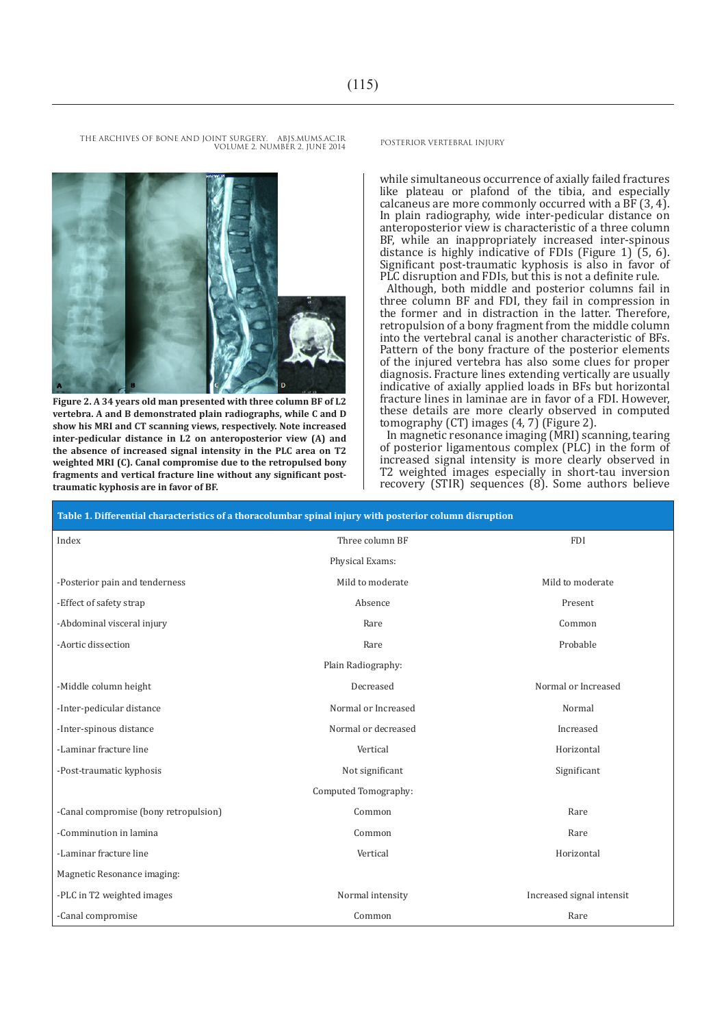Figure 2. A 34 years old man presented with three column BF of L2 vertebra. A and B demonstrated plain radiographs, while C and D show his MRI and CT scanning views, respectively. Note increased inter-pedicular distance in L2 on anteroposterior view (A) and the absence of increased signal intensity in the PLC area on T2 weighted MRI (C). Canal compromise due to the retropulsed bony fragments and vertical fracture line without any significant post-traumatic kyphosis are in favor of BF.

while simultaneous occurrence of axially failed fractures like plateau or plafond of the tibia, and especially calcaneus are more commonly occurred with a BF (3, 4). In plain radiography, wide inter-pedicular distance on anteroposterior view is characteristic of a three column BF, while an inappropriately increased inter-spinous distance is highly indicative of FDIs (Figure 1) (5, 6). Significant post-traumatic kyphosis is also in favor of PLC disruption and FDIs, but this is not a definite rule.

Although, both middle and posterior columns fail in three column BF and FDI, they fail in compression in the former and in distraction in the latter. Therefore, retropulsion of a bony fragment from the middle column into the vertebral canal is another characteristic of BFs. Pattern of the bony fracture of the posterior elements of the injured vertebra has also some clues for proper diagnosis. Fracture lines extending vertically are usually indicative of axially applied loads in BFs but horizontal fracture lines in laminae are in favor of a FDI. However, these details are more clearly observed in computed tomography (CT) images (4, 7) (Figure 2).

In magnetic resonance imaging (MRI) scanning, tearing of posterior ligamentous complex (PLC) in the form of increased signal intensity is more clearly observed in T2 weighted images especially in short-tau inversion recovery (STIR) sequences (8). Some authors believe

**Table 1. Differential characteristics of a thoracolumbar spinal injury with posterior column disruption**

| Index | Three column BF | FDI |
|---|---|---|
| | Physical Exams: | |
| -Posterior pain and tenderness | Mild to moderate | Mild to moderate |
| -Effect of safety strap | Absence | Present |
| -Abdominal visceral injury | Rare | Common |
| -Aortic dissection | Rare | Probable |
| | Plain Radiography: | |
| -Middle column height | Decreased | Normal or Increased |
| -Inter-pedicular distance | Normal or Increased | Normal |
| -Inter-spinous distance | Normal or decreased | Increased |
| -Laminar fracture line | Vertical | Horizontal |
| -Post-traumatic kyphosis | Not significant | Significant |
| | Computed Tomography: | |
| -Canal compromise (bony retropulsion) | Common | Rare |
| -Comminution in lamina | Common | Rare |
| -Laminar fracture line | Vertical | Horizontal |
| Magnetic Resonance imaging: | | |
| -PLC in T2 weighted images | Normal intensity | Increased signal intensit |
| -Canal compromise | Common | Rare |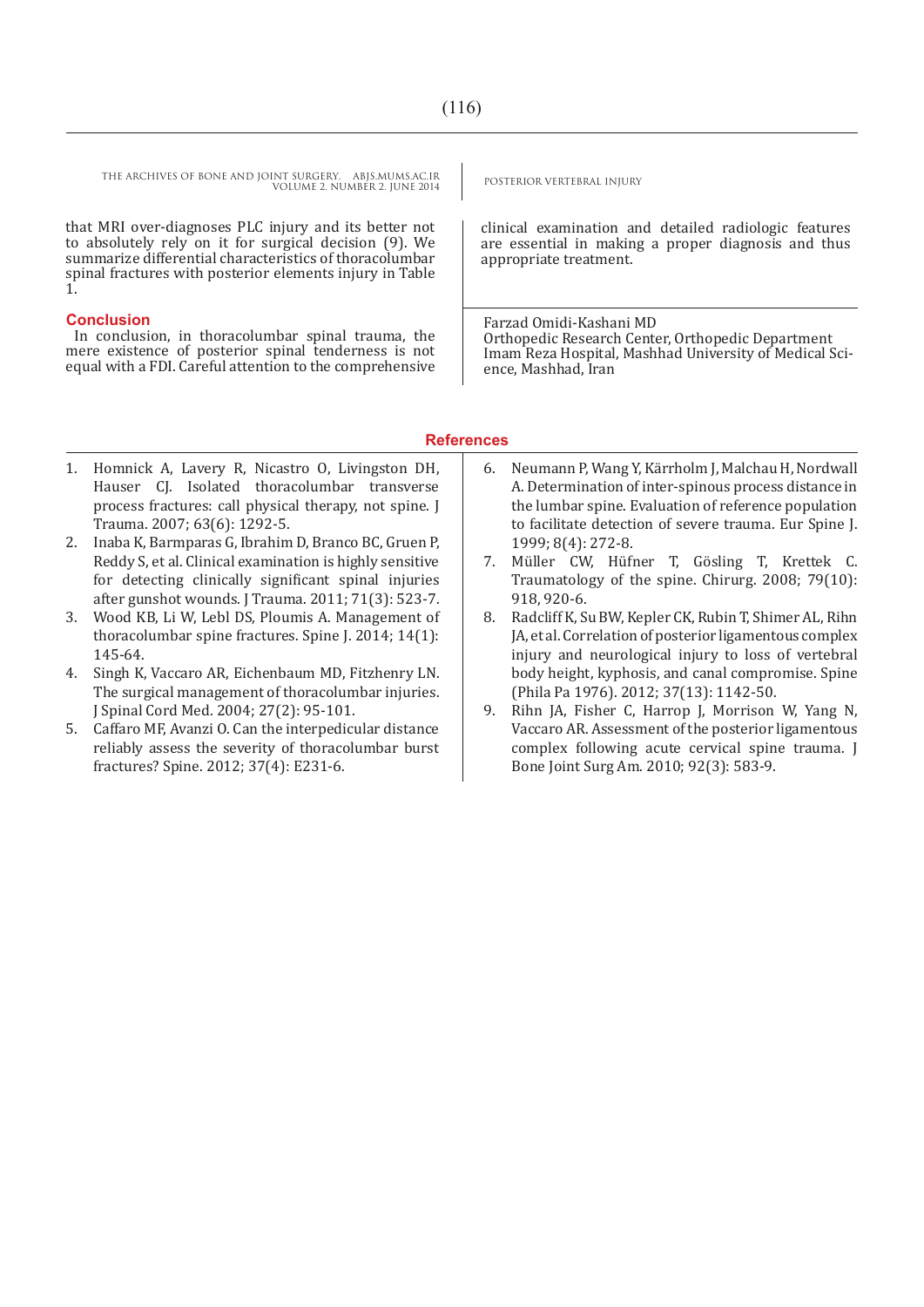that MRI over-diagnoses PLC injury and its better not to absolutely rely on it for surgical decision (9). We summarize differential characteristics of thoracolumbar spinal fractures with posterior elements injury in Table 1.

## Conclusion

In conclusion, in thoracolumbar spinal trauma, the mere existence of posterior spinal tenderness is not equal with a FDI. Careful attention to the comprehensive clinical examination and detailed radiologic features are essential in making a proper diagnosis and thus appropriate treatment.

Farzad Omidi-Kashani MD
Orthopedic Research Center, Orthopedic Department
Imam Reza Hospital, Mashhad University of Medical Science, Mashhad, Iran

## References

1. Homnick A, Lavery R, Nicastro O, Livingston DH, Hauser CJ. Isolated thoracolumbar transverse process fractures: call physical therapy, not spine. J Trauma. 2007; 63(6): 1292-5.
2. Inaba K, Barmparas G, Ibrahim D, Branco BC, Gruen P, Reddy S, et al. Clinical examination is highly sensitive for detecting clinically significant spinal injuries after gunshot wounds. J Trauma. 2011; 71(3): 523-7.
3. Wood KB, Li W, Lebl DS, Ploumis A. Management of thoracolumbar spine fractures. Spine J. 2014; 14(1): 145-64.
4. Singh K, Vaccaro AR, Eichenbaum MD, Fitzhenry LN. The surgical management of thoracolumbar injuries. J Spinal Cord Med. 2004; 27(2): 95-101.
5. Caffaro MF, Avanzi O. Can the interpedicular distance reliably assess the severity of thoracolumbar burst fractures? Spine. 2012; 37(4): E231-6.
6. Neumann P, Wang Y, Kärrholm J, Malchau H, Nordwall A. Determination of inter-spinous process distance in the lumbar spine. Evaluation of reference population to facilitate detection of severe trauma. Eur Spine J. 1999; 8(4): 272-8.
7. Müller CW, Hüfner T, Gösling T, Krettek C. Traumatology of the spine. Chirurg. 2008; 79(10): 918, 920-6.
8. Radcliff K, Su BW, Kepler CK, Rubin T, Shimer AL, Rihn JA, et al. Correlation of posterior ligamentous complex injury and neurological injury to loss of vertebral body height, kyphosis, and canal compromise. Spine (Phila Pa 1976). 2012; 37(13): 1142-50.
9. Rihn JA, Fisher C, Harrop J, Morrison W, Yang N, Vaccaro AR. Assessment of the posterior ligamentous complex following acute cervical spine trauma. J Bone Joint Surg Am. 2010; 92(3): 583-9.